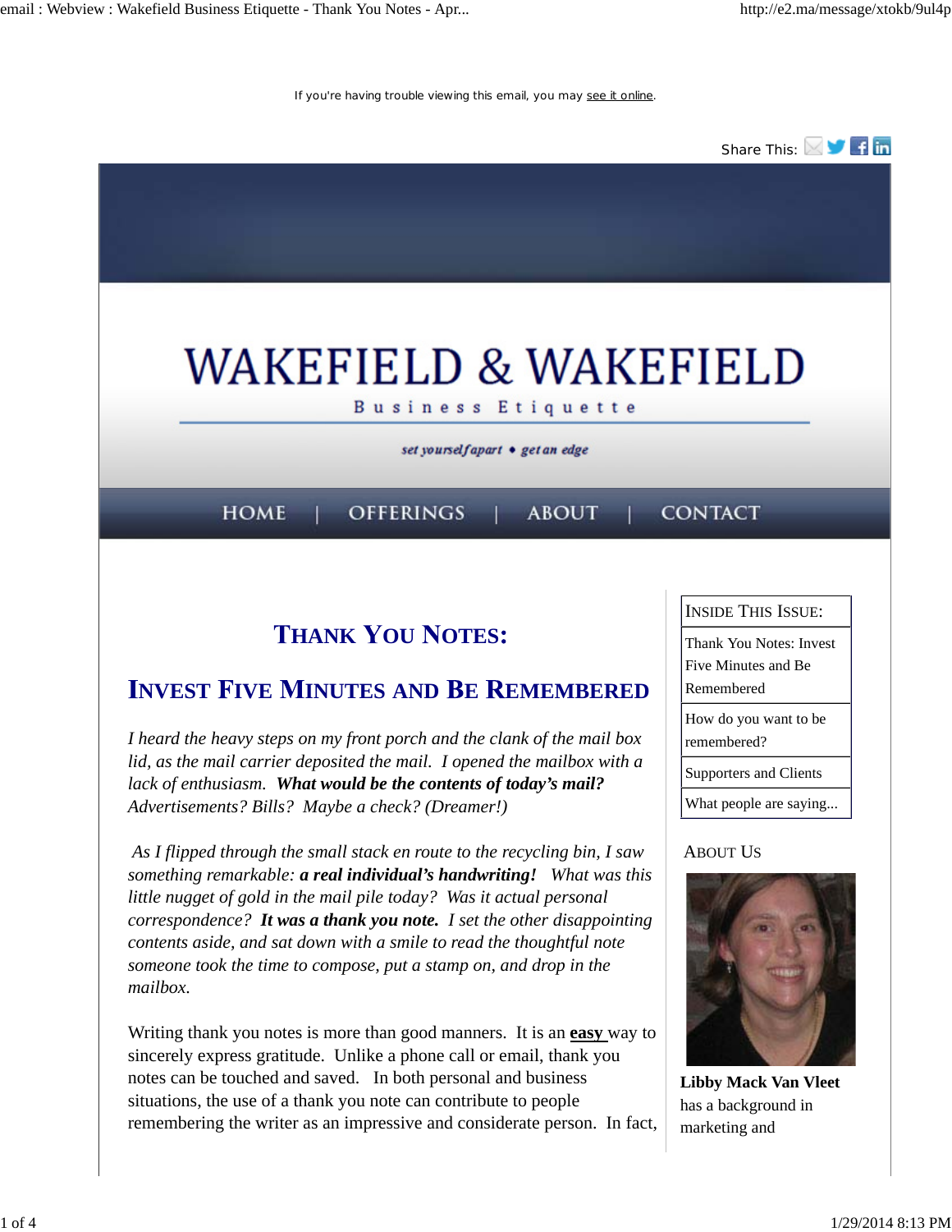If you're having trouble viewing this email, you may see it online.

Share This:

# WAKEFIELD & WAKEFIELD

Business Etiquette

*set yourself apart • get an edge*

HOME | OFFERINGS | ABOUT | CONTACT

## Thank You Notes:

## Invest Five Minutes and Be Remembered

*I heard the heavy steps on my front porch and the clank of the mail box lid, as the mail carrier deposited the mail. I opened the mailbox with a lack of enthusiasm.* ***What would be the contents of today's mail?*** *Advertisements? Bills? Maybe a check? (Dreamer!)*

*As I flipped through the small stack en route to the recycling bin, I saw something remarkable:* ***a real individual's handwriting!*** *What was this little nugget of gold in the mail pile today? Was it actual personal correspondence?* ***It was a thank you note.*** *I set the other disappointing contents aside, and sat down with a smile to read the thoughtful note someone took the time to compose, put a stamp on, and drop in the mailbox.*

Writing thank you notes is more than good manners. It is an **easy** way to sincerely express gratitude. Unlike a phone call or email, thank you notes can be touched and saved. In both personal and business situations, the use of a thank you note can contribute to people remembering the writer as an impressive and considerate person. In fact,

| Inside This Issue: |
|---|
| Thank You Notes: Invest Five Minutes and Be Remembered |
| How do you want to be remembered? |
| Supporters and Clients |
| What people are saying... |

### About Us

**Libby Mack Van Vleet** has a background in marketing and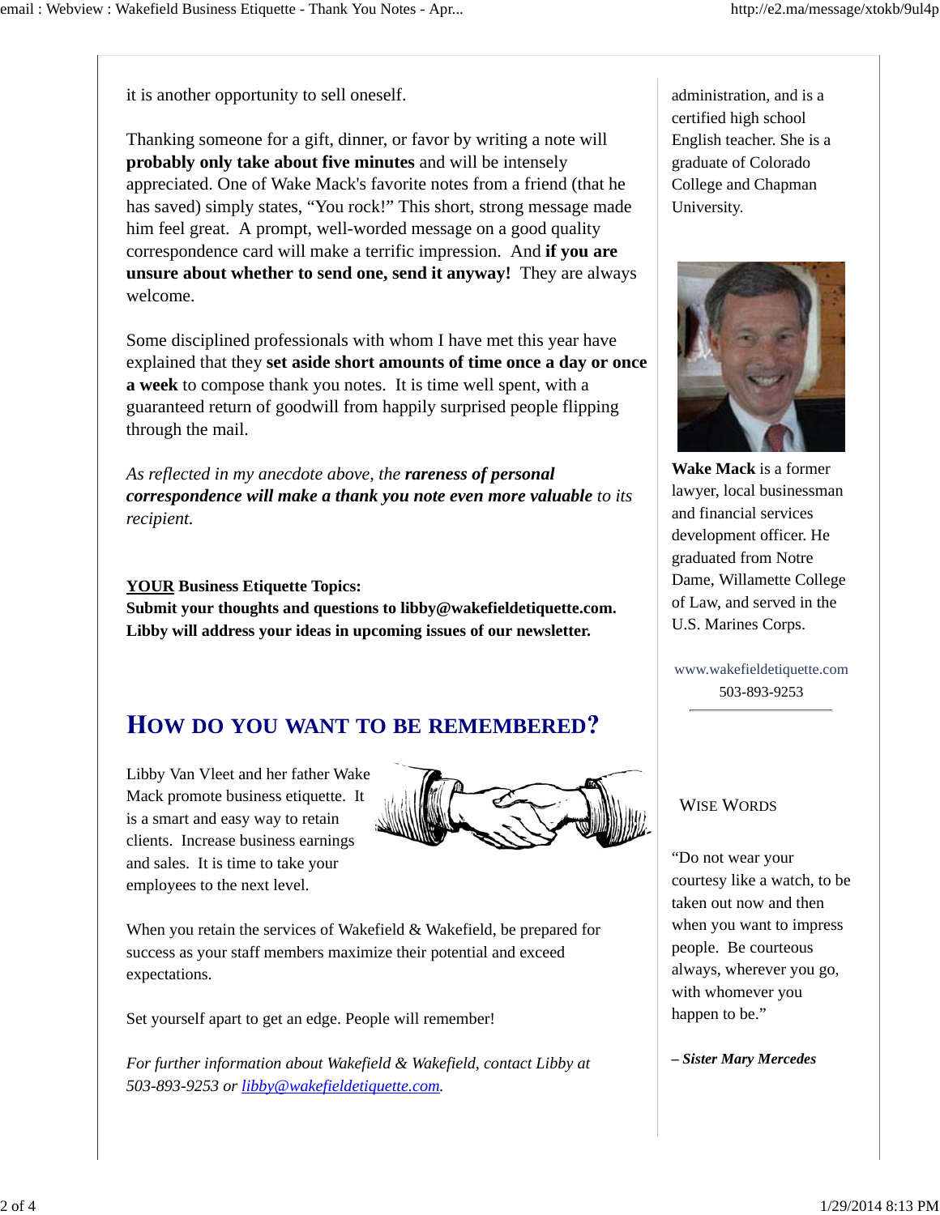it is another opportunity to sell oneself.

Thanking someone for a gift, dinner, or favor by writing a note will **probably only take about five minutes** and will be intensely appreciated. One of Wake Mack's favorite notes from a friend (that he has saved) simply states, "You rock!" This short, strong message made him feel great. A prompt, well-worded message on a good quality correspondence card will make a terrific impression. And **if you are unsure about whether to send one, send it anyway!** They are always welcome.

Some disciplined professionals with whom I have met this year have explained that they **set aside short amounts of time once a day or once a week** to compose thank you notes. It is time well spent, with a guaranteed return of goodwill from happily surprised people flipping through the mail.

*As reflected in my anecdote above, the **rareness of personal correspondence will make a thank you note even more valuable** to its recipient.*

**YOUR Business Etiquette Topics:**
**Submit your thoughts and questions to libby@wakefieldetiquette.com. Libby will address your ideas in upcoming issues of our newsletter.**

## HOW DO YOU WANT TO BE REMEMBERED?

Libby Van Vleet and her father Wake Mack promote business etiquette. It is a smart and easy way to retain clients. Increase business earnings and sales. It is time to take your employees to the next level.

When you retain the services of Wakefield & Wakefield, be prepared for success as your staff members maximize their potential and exceed expectations.

Set yourself apart to get an edge. People will remember!

*For further information about Wakefield & Wakefield, contact Libby at 503-893-9253 or libby@wakefieldetiquette.com.*

administration, and is a certified high school English teacher. She is a graduate of Colorado College and Chapman University.

**Wake Mack** is a former lawyer, local businessman and financial services development officer. He graduated from Notre Dame, Willamette College of Law, and served in the U.S. Marines Corps.

www.wakefieldetiquette.com
503-893-9253

### WISE WORDS

"Do not wear your courtesy like a watch, to be taken out now and then when you want to impress people. Be courteous always, wherever you go, with whomever you happen to be."

***– Sister Mary Mercedes***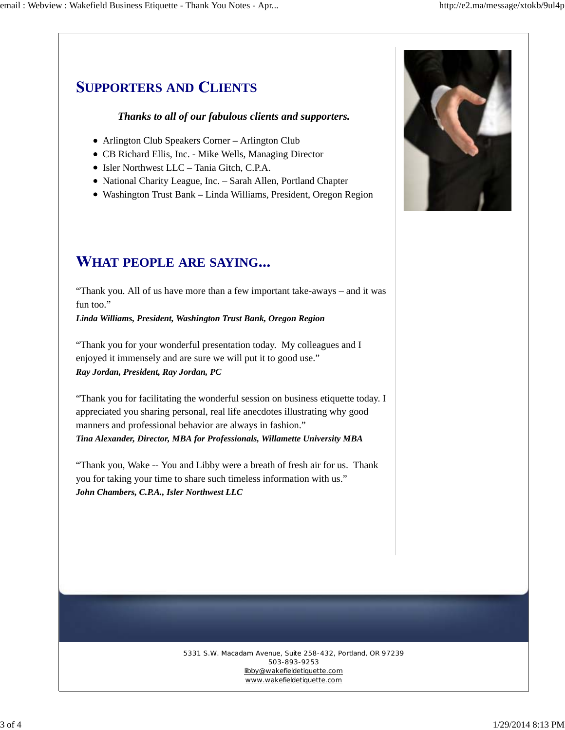## SUPPORTERS AND CLIENTS

***Thanks to all of our fabulous clients and supporters.***

- Arlington Club Speakers Corner – Arlington Club
- CB Richard Ellis, Inc. - Mike Wells, Managing Director
- Isler Northwest LLC – Tania Gitch, C.P.A.
- National Charity League, Inc. – Sarah Allen, Portland Chapter
- Washington Trust Bank – Linda Williams, President, Oregon Region

## WHAT PEOPLE ARE SAYING...

"Thank you. All of us have more than a few important take-aways – and it was fun too."
***Linda Williams, President, Washington Trust Bank, Oregon Region***

"Thank you for your wonderful presentation today. My colleagues and I enjoyed it immensely and are sure we will put it to good use."
***Ray Jordan, President, Ray Jordan, PC***

"Thank you for facilitating the wonderful session on business etiquette today. I appreciated you sharing personal, real life anecdotes illustrating why good manners and professional behavior are always in fashion."
***Tina Alexander, Director, MBA for Professionals, Willamette University MBA***

"Thank you, Wake -- You and Libby were a breath of fresh air for us. Thank you for taking your time to share such timeless information with us."
***John Chambers, C.P.A., Isler Northwest LLC***

5331 S.W. Macadam Avenue, Suite 258-432, Portland, OR 97239
503-893-9253
libby@wakefieldetiquette.com
www.wakefieldetiquette.com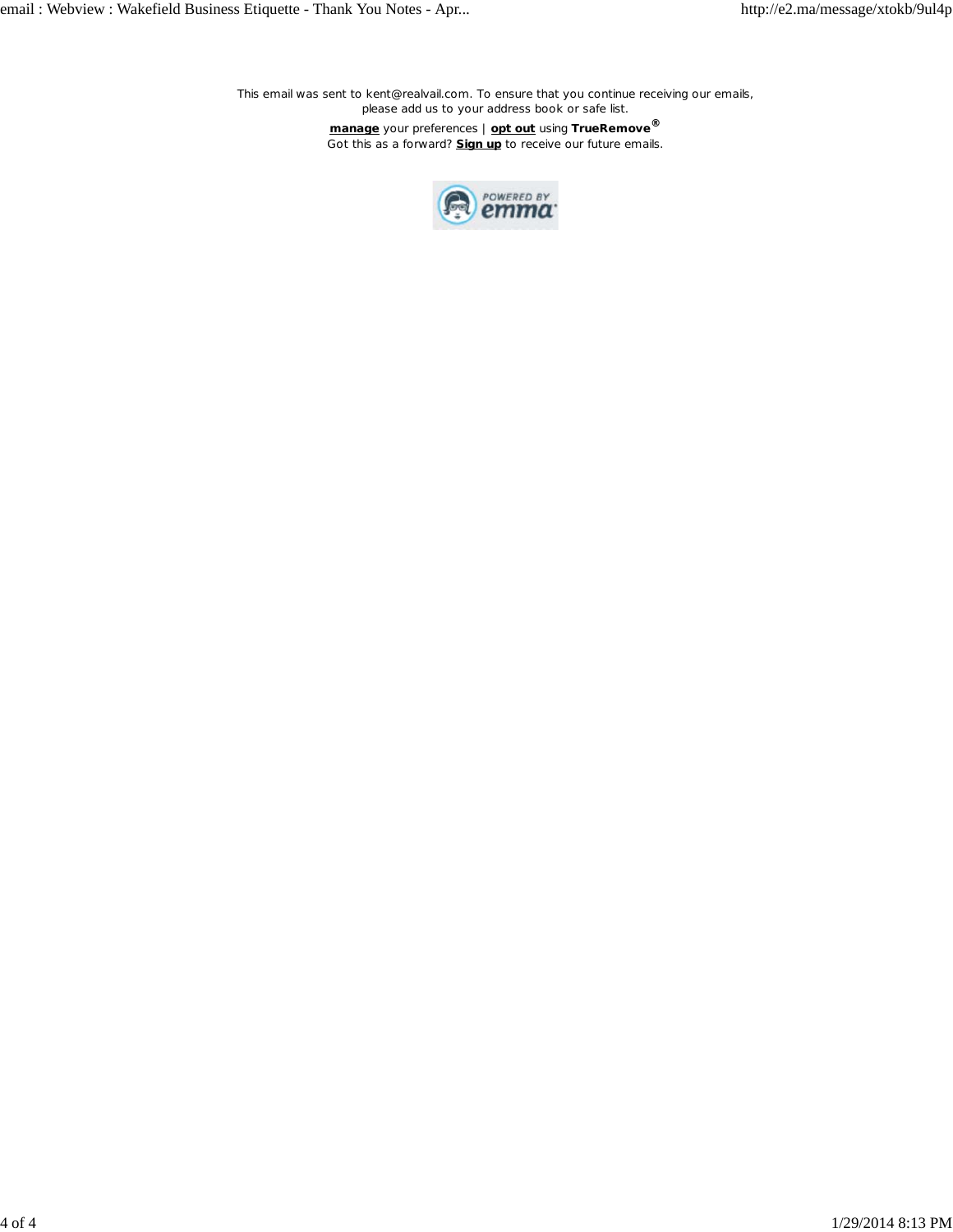This email was sent to kent@realvail.com. To ensure that you continue receiving our emails, please add us to your address book or safe list.

**manage** your preferences | **opt out** using **TrueRemove®**
Got this as a forward? **Sign up** to receive our future emails.